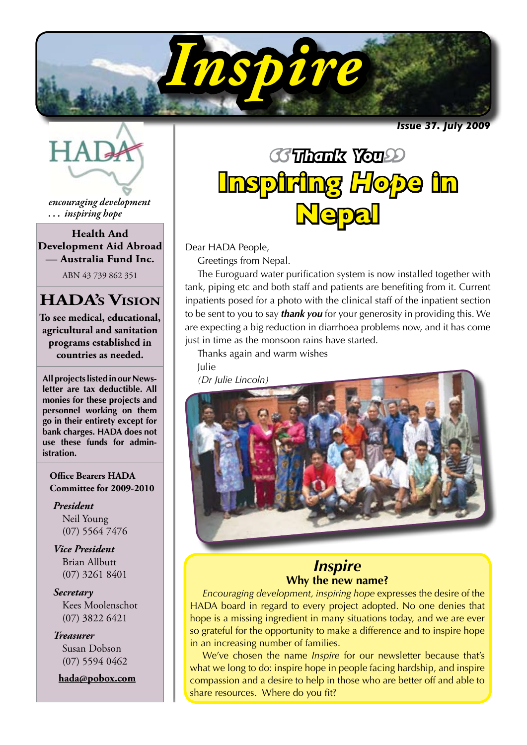# Inspire

*Issue 37. July 2009*

HADA

*encouraging development … inspiring hope*

**Health And Development Aid Abroad — Australia Fund Inc.**

ABN 43 739 862 351

## HADA's Vision

**To see medical, educational, agricultural and sanitation programs established in countries as needed.**

**All projects listed in our Newsletter are tax deductible. All monies for these projects and personnel working on them go in their entirety except for bank charges. HADA does not use these funds for administration.**

**Office Bearers HADA Committee for 2009-2010**

***President***
Neil Young
(07) 5564 7476

***Vice President***
Brian Allbutt
(07) 3261 8401

***Secretary***
Kees Moolenschot
(07) 3822 6421

***Treasurer***
Susan Dobson
(07) 5594 0462

**hada@pobox.com**

## "Thank You" Inspiring *Hope* in Nepal

Dear HADA People,

Greetings from Nepal.

The Euroguard water purification system is now installed together with tank, piping etc and both staff and patients are benefiting from it. Current inpatients posed for a photo with the clinical staff of the inpatient section to be sent to you to say ***thank you*** for your generosity in providing this. We are expecting a big reduction in diarrhoea problems now, and it has come just in time as the monsoon rains have started.

Thanks again and warm wishes

Julie

*(Dr Julie Lincoln)*

## *Inspire*

### Why the new name?

*Encouraging development, inspiring hope* expresses the desire of the HADA board in regard to every project adopted. No one denies that hope is a missing ingredient in many situations today, and we are ever so grateful for the opportunity to make a difference and to inspire hope in an increasing number of families.

We've chosen the name *Inspire* for our newsletter because that's what we long to do: inspire hope in people facing hardship, and inspire compassion and a desire to help in those who are better off and able to share resources. Where do you fit?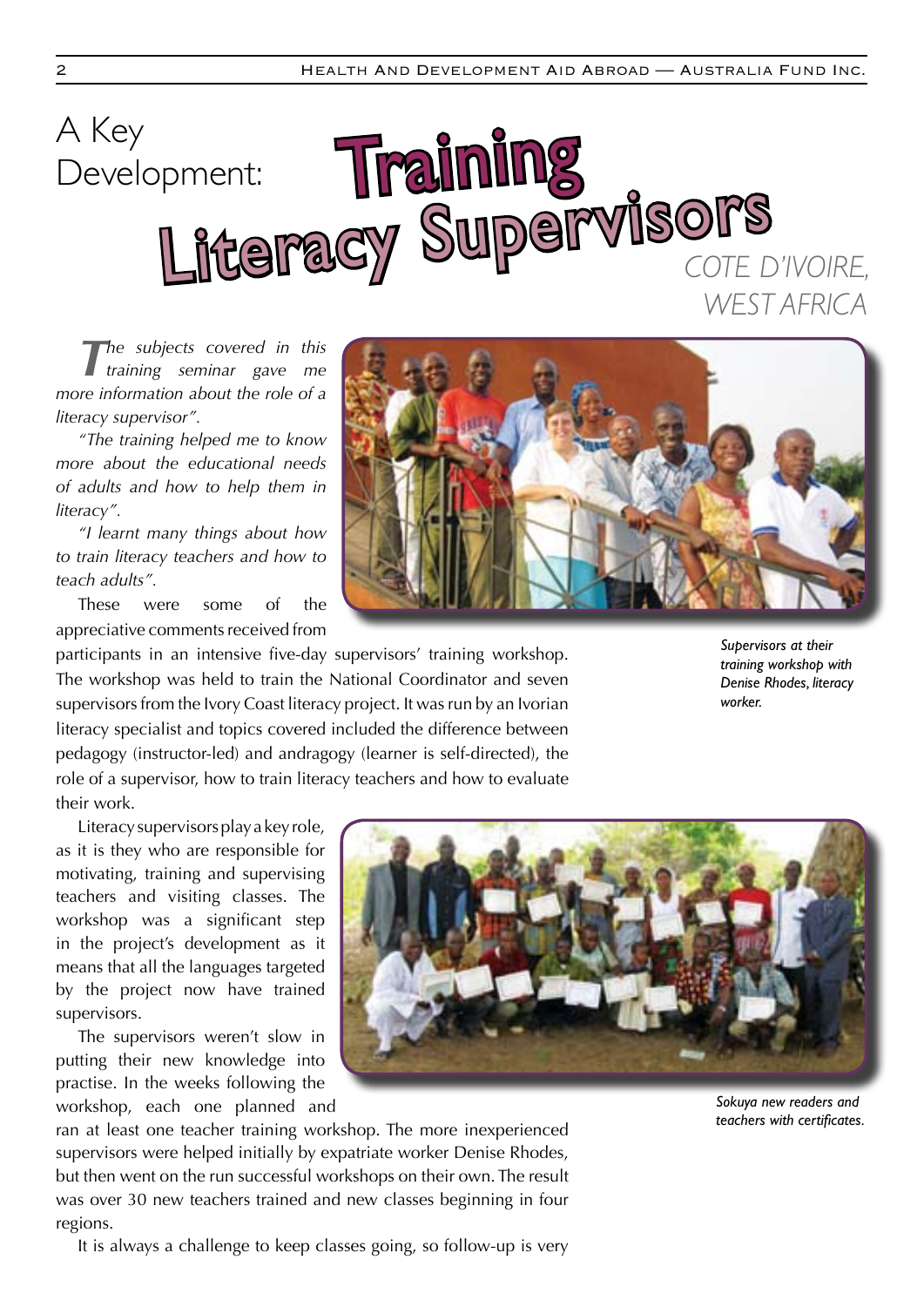# A Key Development: Training Literacy Supervisors

*COTE D'IVOIRE, WEST AFRICA*

*"The subjects covered in this training seminar gave me more information about the role of a literacy supervisor".*

*"The training helped me to know more about the educational needs of adults and how to help them in literacy".*

*"I learnt many things about how to train literacy teachers and how to teach adults".*

These were some of the appreciative comments received from participants in an intensive five-day supervisors' training workshop. The workshop was held to train the National Coordinator and seven supervisors from the Ivory Coast literacy project. It was run by an Ivorian literacy specialist and topics covered included the difference between pedagogy (instructor-led) and andragogy (learner is self-directed), the role of a supervisor, how to train literacy teachers and how to evaluate their work.

*Supervisors at their training workshop with Denise Rhodes, literacy worker.*

Literacy supervisors play a key role, as it is they who are responsible for motivating, training and supervising teachers and visiting classes. The workshop was a significant step in the project's development as it means that all the languages targeted by the project now have trained supervisors.

The supervisors weren't slow in putting their new knowledge into practise. In the weeks following the workshop, each one planned and ran at least one teacher training workshop. The more inexperienced supervisors were helped initially by expatriate worker Denise Rhodes, but then went on the run successful workshops on their own. The result was over 30 new teachers trained and new classes beginning in four regions.

*Sokuya new readers and teachers with certificates.*

It is always a challenge to keep classes going, so follow-up is very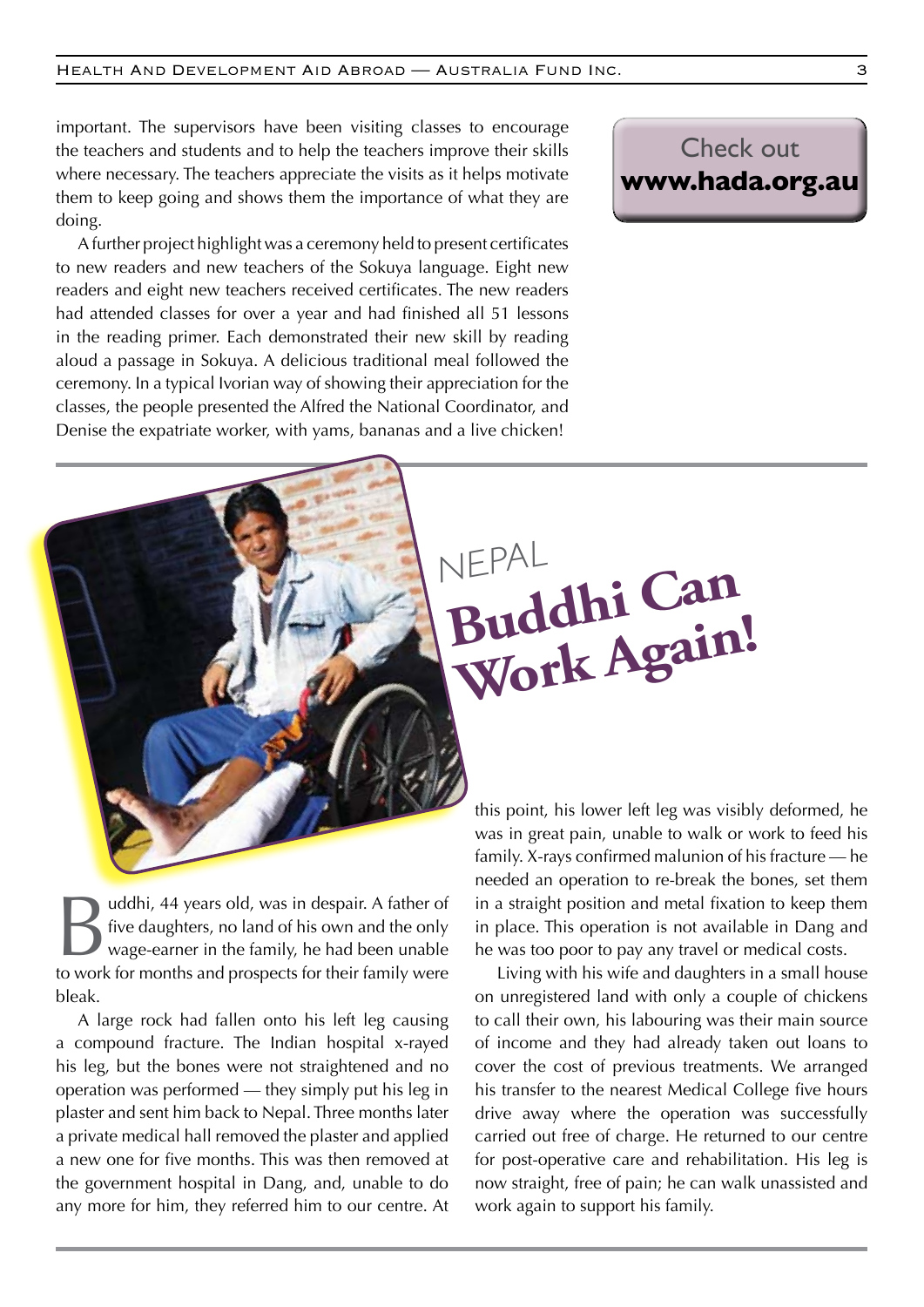important. The supervisors have been visiting classes to encourage the teachers and students and to help the teachers improve their skills where necessary. The teachers appreciate the visits as it helps motivate them to keep going and shows them the importance of what they are doing.

A further project highlight was a ceremony held to present certificates to new readers and new teachers of the Sokuya language. Eight new readers and eight new teachers received certificates. The new readers had attended classes for over a year and had finished all 51 lessons in the reading primer. Each demonstrated their new skill by reading aloud a passage in Sokuya. A delicious traditional meal followed the ceremony. In a typical Ivorian way of showing their appreciation for the classes, the people presented the Alfred the National Coordinator, and Denise the expatriate worker, with yams, bananas and a live chicken!

Check out **www.hada.org.au**

NEPAL

# Buddhi Can Work Again!

Buddhi, 44 years old, was in despair. A father of five daughters, no land of his own and the only wage-earner in the family, he had been unable to work for months and prospects for their family were bleak.

A large rock had fallen onto his left leg causing a compound fracture. The Indian hospital x-rayed his leg, but the bones were not straightened and no operation was performed — they simply put his leg in plaster and sent him back to Nepal. Three months later a private medical hall removed the plaster and applied a new one for five months. This was then removed at the government hospital in Dang, and, unable to do any more for him, they referred him to our centre. At this point, his lower left leg was visibly deformed, he was in great pain, unable to walk or work to feed his family. X-rays confirmed malunion of his fracture — he needed an operation to re-break the bones, set them in a straight position and metal fixation to keep them in place. This operation is not available in Dang and he was too poor to pay any travel or medical costs.

Living with his wife and daughters in a small house on unregistered land with only a couple of chickens to call their own, his labouring was their main source of income and they had already taken out loans to cover the cost of previous treatments. We arranged his transfer to the nearest Medical College five hours drive away where the operation was successfully carried out free of charge. He returned to our centre for post-operative care and rehabilitation. His leg is now straight, free of pain; he can walk unassisted and work again to support his family.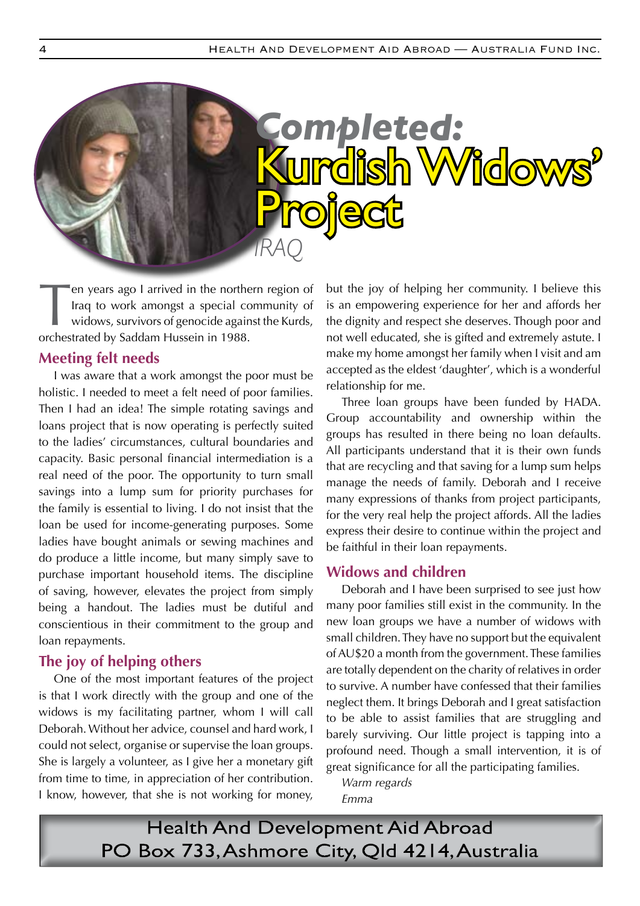# Completed: Kurdish Widows' Project

IRAQ

Ten years ago I arrived in the northern region of Iraq to work amongst a special community of widows, survivors of genocide against the Kurds, orchestrated by Saddam Hussein in 1988.

## Meeting felt needs

I was aware that a work amongst the poor must be holistic. I needed to meet a felt need of poor families. Then I had an idea! The simple rotating savings and loans project that is now operating is perfectly suited to the ladies' circumstances, cultural boundaries and capacity. Basic personal financial intermediation is a real need of the poor. The opportunity to turn small savings into a lump sum for priority purchases for the family is essential to living. I do not insist that the loan be used for income-generating purposes. Some ladies have bought animals or sewing machines and do produce a little income, but many simply save to purchase important household items. The discipline of saving, however, elevates the project from simply being a handout. The ladies must be dutiful and conscientious in their commitment to the group and loan repayments.

## The joy of helping others

One of the most important features of the project is that I work directly with the group and one of the widows is my facilitating partner, whom I will call Deborah. Without her advice, counsel and hard work, I could not select, organise or supervise the loan groups. She is largely a volunteer, as I give her a monetary gift from time to time, in appreciation of her contribution. I know, however, that she is not working for money, but the joy of helping her community. I believe this is an empowering experience for her and affords her the dignity and respect she deserves. Though poor and not well educated, she is gifted and extremely astute. I make my home amongst her family when I visit and am accepted as the eldest 'daughter', which is a wonderful relationship for me.

Three loan groups have been funded by HADA. Group accountability and ownership within the groups has resulted in there being no loan defaults. All participants understand that it is their own funds that are recycling and that saving for a lump sum helps manage the needs of family. Deborah and I receive many expressions of thanks from project participants, for the very real help the project affords. All the ladies express their desire to continue within the project and be faithful in their loan repayments.

## Widows and children

Deborah and I have been surprised to see just how many poor families still exist in the community. In the new loan groups we have a number of widows with small children. They have no support but the equivalent of AU$20 a month from the government. These families are totally dependent on the charity of relatives in order to survive. A number have confessed that their families neglect them. It brings Deborah and I great satisfaction to be able to assist families that are struggling and barely surviving. Our little project is tapping into a profound need. Though a small intervention, it is of great significance for all the participating families.

*Warm regards*

*Emma*

Health And Development Aid Abroad
PO Box 733, Ashmore City, Qld 4214, Australia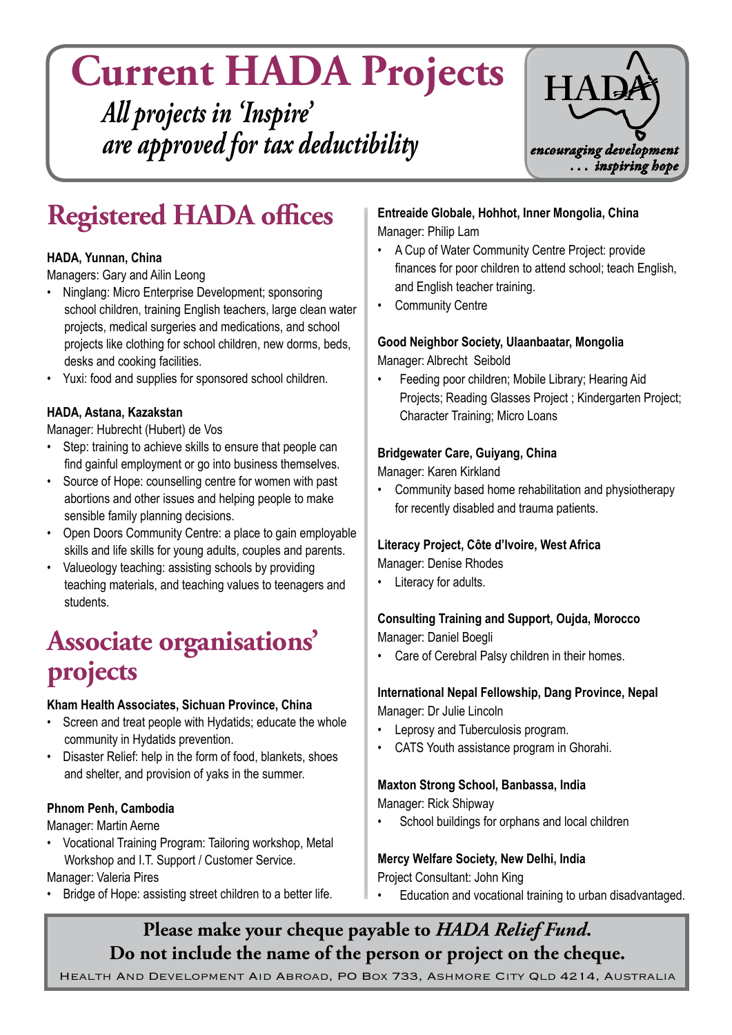# Current HADA Projects

*All projects in 'Inspire' are approved for tax deductibility*

HADA

*encouraging development ... inspiring hope*

## Registered HADA offices

**HADA, Yunnan, China**
Managers: Gary and Ailin Leong

- Ninglang: Micro Enterprise Development; sponsoring school children, training English teachers, large clean water projects, medical surgeries and medications, and school projects like clothing for school children, new dorms, beds, desks and cooking facilities.
- Yuxi: food and supplies for sponsored school children.

**HADA, Astana, Kazakstan**
Manager: Hubrecht (Hubert) de Vos

- Step: training to achieve skills to ensure that people can find gainful employment or go into business themselves.
- Source of Hope: counselling centre for women with past abortions and other issues and helping people to make sensible family planning decisions.
- Open Doors Community Centre: a place to gain employable skills and life skills for young adults, couples and parents.
- Valueology teaching: assisting schools by providing teaching materials, and teaching values to teenagers and students.

## Associate organisations' projects

**Kham Health Associates, Sichuan Province, China**

- Screen and treat people with Hydatids; educate the whole community in Hydatids prevention.
- Disaster Relief: help in the form of food, blankets, shoes and shelter, and provision of yaks in the summer.

**Phnom Penh, Cambodia**
Manager: Martin Aerne

- Vocational Training Program: Tailoring workshop, Metal Workshop and I.T. Support / Customer Service.

Manager: Valeria Pires

- Bridge of Hope: assisting street children to a better life.

**Entreaide Globale, Hohhot, Inner Mongolia, China**
Manager: Philip Lam

- A Cup of Water Community Centre Project: provide finances for poor children to attend school; teach English, and English teacher training.
- Community Centre

**Good Neighbor Society, Ulaanbaatar, Mongolia**
Manager: Albrecht Seibold

- Feeding poor children; Mobile Library; Hearing Aid Projects; Reading Glasses Project ; Kindergarten Project; Character Training; Micro Loans

**Bridgewater Care, Guiyang, China**
Manager: Karen Kirkland

- Community based home rehabilitation and physiotherapy for recently disabled and trauma patients.

**Literacy Project, Côte d'Ivoire, West Africa**
Manager: Denise Rhodes

- Literacy for adults.

**Consulting Training and Support, Oujda, Morocco**
Manager: Daniel Boegli

- Care of Cerebral Palsy children in their homes.

**International Nepal Fellowship, Dang Province, Nepal**
Manager: Dr Julie Lincoln

- Leprosy and Tuberculosis program.
- CATS Youth assistance program in Ghorahi.

**Maxton Strong School, Banbassa, India**
Manager: Rick Shipway

- School buildings for orphans and local children

**Mercy Welfare Society, New Delhi, India**
Project Consultant: John King

- Education and vocational training to urban disadvantaged.

**Please make your cheque payable to *HADA Relief Fund*.**
**Do not include the name of the person or project on the cheque.**

HEALTH AND DEVELOPMENT AID ABROAD, PO BOX 733, ASHMORE CITY QLD 4214, AUSTRALIA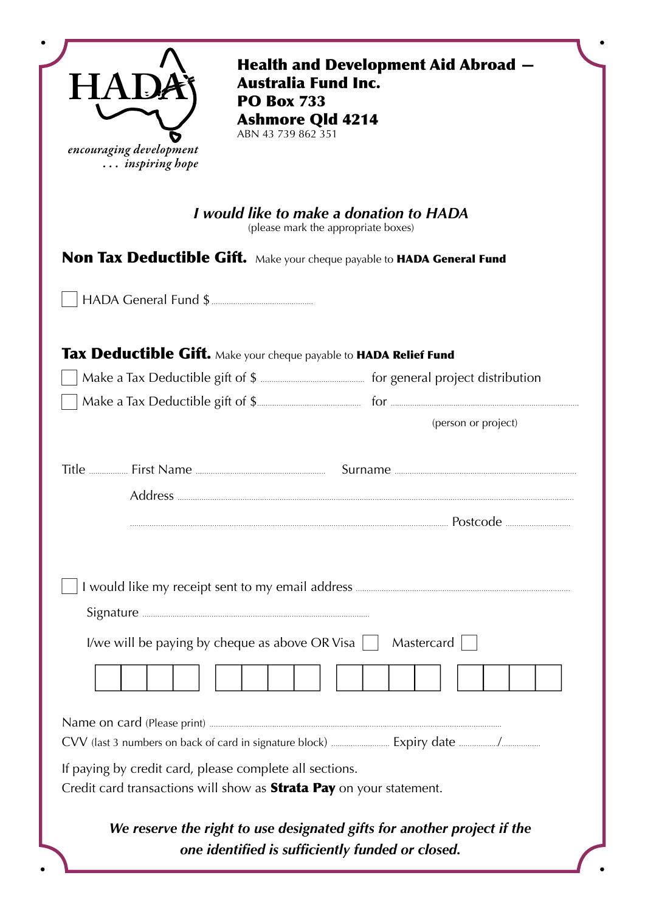HADA

*encouraging development ... inspiring hope*

**Health and Development Aid Abroad — Australia Fund Inc.**
**PO Box 733**
**Ashmore Qld 4214**
ABN 43 739 862 351

### *I would like to make a donation to HADA*

(please mark the appropriate boxes)

**Non Tax Deductible Gift.** Make your cheque payable to **HADA General Fund**

☐ HADA General Fund $ ..............................

**Tax Deductible Gift.** Make your cheque payable to **HADA Relief Fund**

☐ Make a Tax Deductible gift of $ .............................. for general project distribution

☐ Make a Tax Deductible gift of $.............................. for ..............................

(person or project)

Title .......... First Name .............................. Surname ..............................

Address ..............................

.............................. Postcode ..............

☐ I would like my receipt sent to my email address ..............................

Signature ..............................

I/we will be paying by cheque as above OR Visa ☐ Mastercard ☐

| | | | | | | | | | | | | | | | |
|---|---|---|---|---|---|---|---|---|---|---|---|---|---|---|---|
| | | | | | | | | | | | | | | | |

Name on card (Please print) ..............................

CVV (last 3 numbers on back of card in signature block) .............. Expiry date ........../..........

If paying by credit card, please complete all sections.
Credit card transactions will show as **Strata Pay** on your statement.

***We reserve the right to use designated gifts for another project if the one identified is sufficiently funded or closed.***